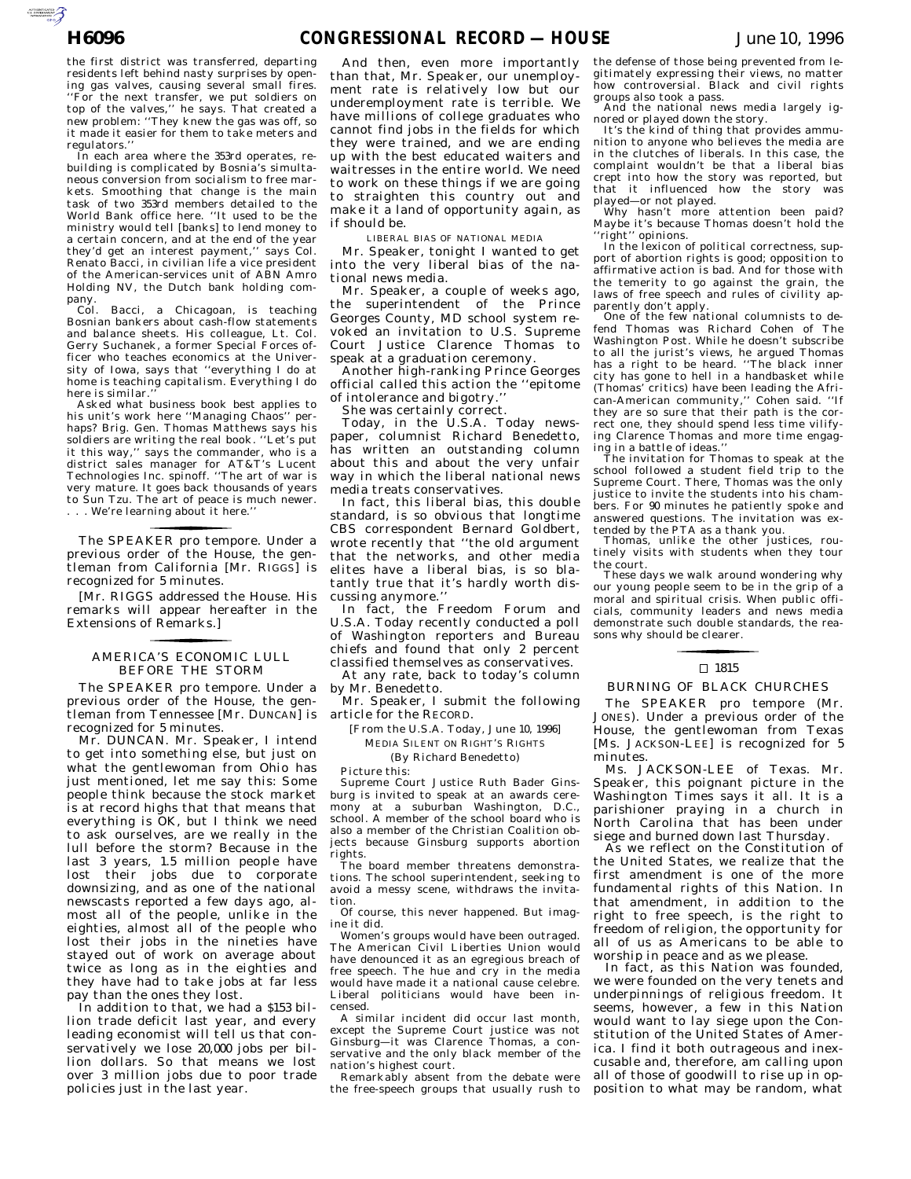the first district was transferred, departing residents left behind nasty surprises by opening gas valves, causing several small fires. ''For the next transfer, we put soldiers on top of the valves,'' he says. That created a new problem: ''They knew the gas was off, so it made it easier for them to take meters and regulators.''

In each area where the 353rd operates, rebuilding is complicated by Bosnia's simultaneous conversion from socialism to free markets. Smoothing that change is the main task of two 353rd members detailed to the World Bank office here. ''It used to be the ministry would tell [banks] to lend money to a certain concern, and at the end of the year they'd get an interest payment,'' says Col. Renato Bacci, in civilian life a vice president of the American-services unit of ABN Amro Holding NV, the Dutch bank holding company.

Col. Bacci, a Chicagoan, is teaching Bosnian bankers about cash-flow statements and balance sheets. His colleague, Lt. Col. Gerry Suchanek, a former Special Forces officer who teaches economics at the University of Iowa, says that ''everything I do at home is teaching capitalism. Everything I do here is similar.''

Asked what business book best applies to his unit's work here ''Managing Chaos'' perhaps? Brig. Gen. Thomas Matthews says his soldiers are writing the real book. ''Let's put it this way,'' says the commander, who is a district sales manager for AT&T's Lucent Technologies Inc. spinoff. ''The art of war is very mature. It goes back thousands of years to Sun Tzu. The art of peace is much newer. . . . We're learning about it here.''

---

The SPEAKER pro tempore. Under a previous order of the House, the gentleman from California [Mr. RIGGS] is recognized for 5 minutes.

[Mr. RIGGS addressed the House. His remarks will appear hereafter in the Extensions of Remarks.]

---

## AMERICA'S ECONOMIC LULL BEFORE THE STORM

The SPEAKER pro tempore. Under a previous order of the House, the gentleman from Tennessee [Mr. DUNCAN] is recognized for 5 minutes.

Mr. DUNCAN. Mr. Speaker, I intend to get into something else, but just on what the gentlewoman from Ohio has just mentioned, let me say this: Some people think because the stock market is at record highs that that means that everything is OK, but I think we need to ask ourselves, are we really in the lull before the storm? Because in the last 3 years, 1.5 million people have lost their jobs due to corporate downsizing, and as one of the national newscasts reported a few days ago, almost all of the people, unlike in the eighties, almost all of the people who lost their jobs in the nineties have stayed out of work on average about twice as long as in the eighties and they have had to take jobs at far less pay than the ones they lost.

In addition to that, we had a $153 billion trade deficit last year, and every leading economist will tell us that conservatively we lose 20,000 jobs per billion dollars. So that means we lost over 3 million jobs due to poor trade policies just in the last year.

And then, even more importantly than that, Mr. Speaker, our unemployment rate is relatively low but our underemployment rate is terrible. We have millions of college graduates who cannot find jobs in the fields for which they were trained, and we are ending up with the best educated waiters and waitresses in the entire world. We need to work on these things if we are going to straighten this country out and make it a land of opportunity again, as it should be.

### LIBERAL BIAS OF NATIONAL MEDIA

Mr. Speaker, tonight I wanted to get into the very liberal bias of the national news media.

Mr. Speaker, a couple of weeks ago, the superintendent of the Prince Georges County, MD school system revoked an invitation to U.S. Supreme Court Justice Clarence Thomas to speak at a graduation ceremony.

Another high-ranking Prince Georges official called this action the ''epitome of intolerance and bigotry.''

She was certainly correct.

Today, in the U.S.A. Today newspaper, columnist Richard Benedetto, has written an outstanding column about this and about the very unfair way in which the liberal national news media treats conservatives.

In fact, this liberal bias, this double standard, is so obvious that longtime CBS correspondent Bernard Goldbert, wrote recently that ''the old argument that the networks, and other media elites have a liberal bias, is so blatantly true that it's hardly worth discussing anymore.''

In fact, the Freedom Forum and U.S.A. Today recently conducted a poll of Washington reporters and Bureau chiefs and found that only 2 percent classified themselves as conservatives.

At any rate, back to today's column by Mr. Benedetto.

Mr. Speaker, I submit the following article for the RECORD.

[From the U.S.A. Today, June 10, 1996]

MEDIA SILENT ON RIGHT'S RIGHTS

(By Richard Benedetto)

Picture this:

Supreme Court Justice Ruth Bader Ginsburg is invited to speak at an awards ceremony at a suburban Washington, D.C., school. A member of the school board who is also a member of the Christian Coalition objects because Ginsburg supports abortion rights.

The board member threatens demonstrations. The school superintendent, seeking to avoid a messy scene, withdraws the invitation.

Of course, this never happened. But imagine it did.

Women's groups would have been outraged. The American Civil Liberties Union would have denounced it as an egregious breach of free speech. The hue and cry in the media would have made it a national cause celebre. Liberal politicians would have been incensed.

A similar incident did occur last month, except the Supreme Court justice was not Ginsburg—it was Clarence Thomas, a conservative and the only black member of the nation's highest court.

Remarkably absent from the debate were the free-speech groups that usually rush to the defense of those being prevented from legitimately expressing their views, no matter how controversial. Black and civil rights groups also took a pass.

And the national news media largely ignored or played down the story.

It's the kind of thing that provides ammunition to anyone who believes the media are in the clutches of liberals. In this case, the complaint wouldn't be that a liberal bias crept into how the story was reported, but that it influenced how the story was played—or not played.

Why hasn't more attention been paid? Maybe it's because Thomas doesn't hold the ''right'' opinions.

In the lexicon of political correctness, support of abortion rights is good; opposition to affirmative action is bad. And for those with the temerity to go against the grain, the laws of free speech and rules of civility apparently don't apply.

One of the few national columnists to defend Thomas was Richard Cohen of The Washington Post. While he doesn't subscribe to all the jurist's views, he argued Thomas has a right to be heard. ''The black inner city has gone to hell in a handbasket while (Thomas' critics) have been leading the African-American community,'' Cohen said. ''If they are so sure that their path is the correct one, they should spend less time vilifying Clarence Thomas and more time engaging in a battle of ideas.''

The invitation for Thomas to speak at the school followed a student field trip to the Supreme Court. There, Thomas was the only justice to invite the students into his chambers. For 90 minutes he patiently spoke and answered questions. The invitation was extended by the PTA as a thank you.

Thomas, unlike the other justices, routinely visits with students when they tour the court.

These days we walk around wondering why our young people seem to be in the grip of a moral and spiritual crisis. When public officials, community leaders and news media demonstrate such double standards, the reasons why should be clearer.

---

□ 1815

## BURNING OF BLACK CHURCHES

The SPEAKER pro tempore (Mr. JONES). Under a previous order of the House, the gentlewoman from Texas [Ms. JACKSON-LEE] is recognized for 5 minutes.

Ms. JACKSON-LEE of Texas. Mr. Speaker, this poignant picture in the Washington Times says it all. It is a parishioner praying in a church in North Carolina that has been under siege and burned down last Thursday.

As we reflect on the Constitution of the United States, we realize that the first amendment is one of the more fundamental rights of this Nation. In that amendment, in addition to the right to free speech, is the right to freedom of religion, the opportunity for all of us as Americans to be able to worship in peace and as we please.

In fact, as this Nation was founded, we were founded on the very tenets and underpinnings of religious freedom. It seems, however, a few in this Nation would want to lay siege upon the Constitution of the United States of America. I find it both outrageous and inexcusable and, therefore, am calling upon all of those of goodwill to rise up in opposition to what may be random, what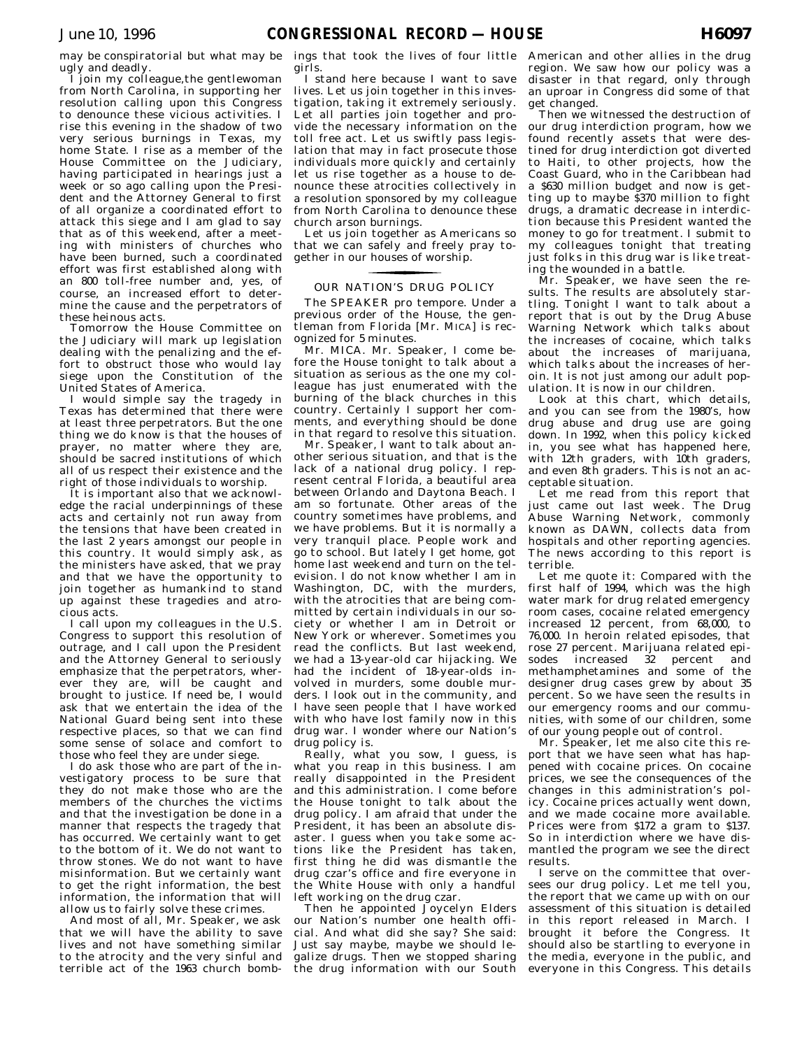may be conspiratorial but what may be ugly and deadly.

I join my colleague, the gentlewoman from North Carolina, in supporting her resolution calling upon this Congress to denounce these vicious activities. I rise this evening in the shadow of two very serious burnings in Texas, my home State. I rise as a member of the House Committee on the Judiciary, having participated in hearings just a week or so ago calling upon the President and the Attorney General to first of all organize a coordinated effort to attack this siege and I am glad to say that as of this weekend, after a meeting with ministers of churches who have been burned, such a coordinated effort was first established along with an 800 toll-free number and, yes, of course, an increased effort to determine the cause and the perpetrators of these heinous acts.

Tomorrow the House Committee on the Judiciary will mark up legislation dealing with the penalizing and the effort to obstruct those who would lay siege upon the Constitution of the United States of America.

I would simple say the tragedy in Texas has determined that there were at least three perpetrators. But the one thing we do know is that the houses of prayer, no matter where they are, should be sacred institutions of which all of us respect their existence and the right of those individuals to worship.

It is important also that we acknowledge the racial underpinnings of these acts and certainly not run away from the tensions that have been created in the last 2 years amongst our people in this country. It would simply ask, as the ministers have asked, that we pray and that we have the opportunity to join together as humankind to stand up against these tragedies and atrocious acts.

I call upon my colleagues in the U.S. Congress to support this resolution of outrage, and I call upon the President and the Attorney General to seriously emphasize that the perpetrators, wherever they are, will be caught and brought to justice. If need be, I would ask that we entertain the idea of the National Guard being sent into these respective places, so that we can find some sense of solace and comfort to those who feel they are under siege.

I do ask those who are part of the investigatory process to be sure that they do not make those who are the members of the churches the victims and that the investigation be done in a manner that respects the tragedy that has occurred. We certainly want to get to the bottom of it. We do not want to throw stones. We do not want to have misinformation. But we certainly want to get the right information, the best information, the information that will allow us to fairly solve these crimes.

And most of all, Mr. Speaker, we ask that we will have the ability to save lives and not have something similar to the atrocity and the very sinful and terrible act of the 1963 church bombings that took the lives of four little girls.

I stand here because I want to save lives. Let us join together in this investigation, taking it extremely seriously. Let all parties join together and provide the necessary information on the toll free act. Let us swiftly pass legislation that may in fact prosecute those individuals more quickly and certainly let us rise together as a house to denounce these atrocities collectively in a resolution sponsored by my colleague from North Carolina to denounce these church arson burnings.

Let us join together as Americans so that we can safely and freely pray together in our houses of worship.

## OUR NATION'S DRUG POLICY

The SPEAKER pro tempore. Under a previous order of the House, the gentleman from Florida [Mr. MICA] is recognized for 5 minutes.

Mr. MICA. Mr. Speaker, I come before the House tonight to talk about a situation as serious as the one my colleague has just enumerated with the burning of the black churches in this country. Certainly I support her comments, and everything should be done in that regard to resolve this situation.

Mr. Speaker, I want to talk about another serious situation, and that is the lack of a national drug policy. I represent central Florida, a beautiful area between Orlando and Daytona Beach. I am so fortunate. Other areas of the country sometimes have problems, and we have problems. But it is normally a very tranquil place. People work and go to school. But lately I get home, got home last weekend and turn on the television. I do not know whether I am in Washington, DC, with the murders, with the atrocities that are being committed by certain individuals in our society or whether I am in Detroit or New York or wherever. Sometimes you read the conflicts. But last weekend, we had a 13-year-old car hijacking. We had the incident of 18-year-olds involved in murders, some double murders. I look out in the community, and I have seen people that I have worked with who have lost family now in this drug war. I wonder where our Nation's drug policy is.

Really, what you sow, I guess, is what you reap in this business. I am really disappointed in the President and this administration. I come before the House tonight to talk about the drug policy. I am afraid that under the President, it has been an absolute disaster. I guess when you take some actions like the President has taken, first thing he did was dismantle the drug czar's office and fire everyone in the White House with only a handful left working on the drug czar.

Then he appointed Joycelyn Elders our Nation's number one health official. And what did she say? She said: Just say maybe, maybe we should legalize drugs. Then we stopped sharing the drug information with our South American and other allies in the drug region. We saw how our policy was a disaster in that regard, only through an uproar in Congress did some of that get changed.

Then we witnessed the destruction of our drug interdiction program, how we found recently assets that were destined for drug interdiction got diverted to Haiti, to other projects, how the Coast Guard, who in the Caribbean had a $630 million budget and now is getting up to maybe $370 million to fight drugs, a dramatic decrease in interdiction because this President wanted the money to go for treatment. I submit to my colleagues tonight that treating just folks in this drug war is like treating the wounded in a battle.

Mr. Speaker, we have seen the results. The results are absolutely startling. Tonight I want to talk about a report that is out by the Drug Abuse Warning Network which talks about the increases of cocaine, which talks about the increases of marijuana, which talks about the increases of heroin. It is not just among our adult population. It is now in our children.

Look at this chart, which details, and you can see from the 1980's, how drug abuse and drug use are going down. In 1992, when this policy kicked in, you see what has happened here, with 12th graders, with 10th graders, and even 8th graders. This is not an acceptable situation.

Let me read from this report that just came out last week. The Drug Abuse Warning Network, commonly known as DAWN, collects data from hospitals and other reporting agencies. The news according to this report is terrible.

Let me quote it: Compared with the first half of 1994, which was the high water mark for drug related emergency room cases, cocaine related emergency increased 12 percent, from 68,000, to 76,000. In heroin related episodes, that rose 27 percent. Marijuana related episodes increased 32 percent and methamphetamines and some of the designer drug cases grew by about 35 percent. So we have seen the results in our emergency rooms and our communities, with some of our children, some of our young people out of control.

Mr. Speaker, let me also cite this report that we have seen what has happened with cocaine prices. On cocaine prices, we see the consequences of the changes in this administration's policy. Cocaine prices actually went down, and we made cocaine more available. Prices were from $172 a gram to $137. So in interdiction where we have dismantled the program we see the direct results.

I serve on the committee that oversees our drug policy. Let me tell you, the report that we came up with on our assessment of this situation is detailed in this report released in March. I brought it before the Congress. It should also be startling to everyone in the media, everyone in the public, and everyone in this Congress. This details